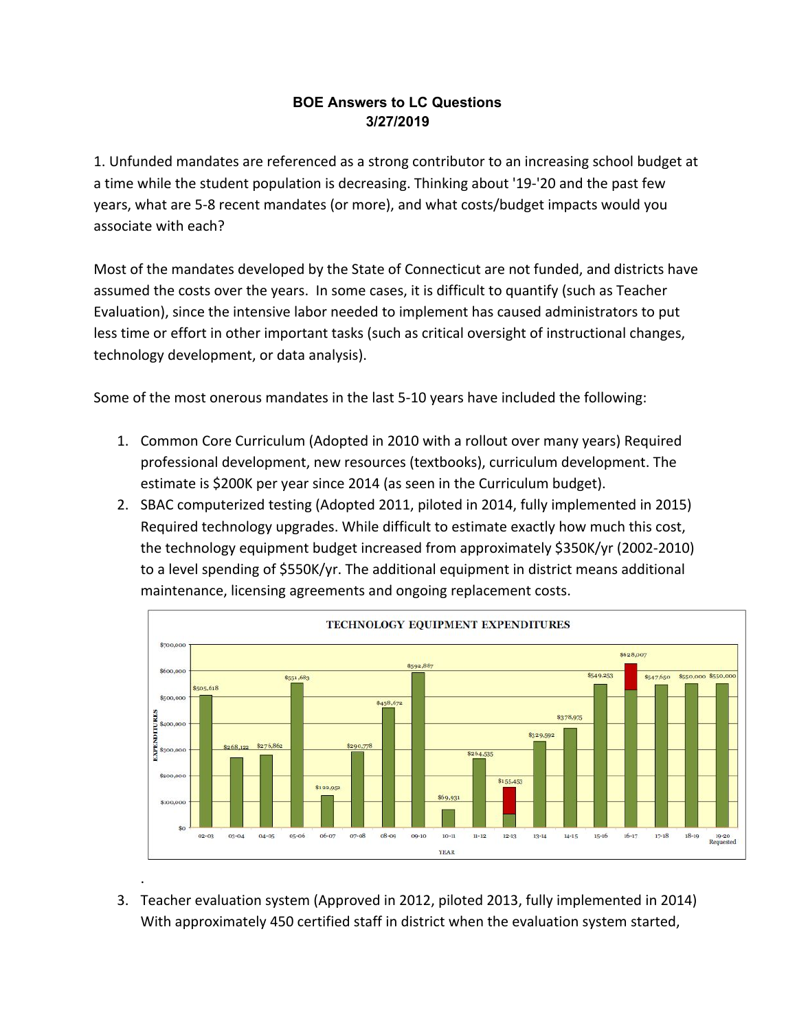# BOE Answers to LC Questions
## 3/27/2019

1. Unfunded mandates are referenced as a strong contributor to an increasing school budget at a time while the student population is decreasing. Thinking about '19-'20 and the past few years, what are 5-8 recent mandates (or more), and what costs/budget impacts would you associate with each?

Most of the mandates developed by the State of Connecticut are not funded, and districts have assumed the costs over the years. In some cases, it is difficult to quantify (such as Teacher Evaluation), since the intensive labor needed to implement has caused administrators to put less time or effort in other important tasks (such as critical oversight of instructional changes, technology development, or data analysis).

Some of the most onerous mandates in the last 5-10 years have included the following:

1. Common Core Curriculum (Adopted in 2010 with a rollout over many years) Required professional development, new resources (textbooks), curriculum development. The estimate is $200K per year since 2014 (as seen in the Curriculum budget).
2. SBAC computerized testing (Adopted 2011, piloted in 2014, fully implemented in 2015) Required technology upgrades. While difficult to estimate exactly how much this cost, the technology equipment budget increased from approximately $350K/yr (2002-2010) to a level spending of $550K/yr. The additional equipment in district means additional maintenance, licensing agreements and ongoing replacement costs.

**TECHNOLOGY EQUIPMENT EXPENDITURES**

| YEAR | EXPENDITURES |
|---|---|
| 02-03 | $505,618 |
| 03-04 | $268,122 |
| 04-05 | $276,862 |
| 05-06 | $551,683 |
| 06-07 | $122,952 |
| 07-08 | $290,778 |
| 08-09 | $458,672 |
| 09-10 | $592,887 |
| 10-11 | $69,931 |
| 11-12 | $264,535 |
| 12-13 | $155,453 |
| 13-14 | $329,592 |
| 14-15 | $378,975 |
| 15-16 | $549,253 |
| 16-17 | $628,007 |
| 17-18 | $547,650 |
| 18-19 | $550,000 |
| 19-20 Requested | $550,000 |

.

3. Teacher evaluation system (Approved in 2012, piloted 2013, fully implemented in 2014) With approximately 450 certified staff in district when the evaluation system started,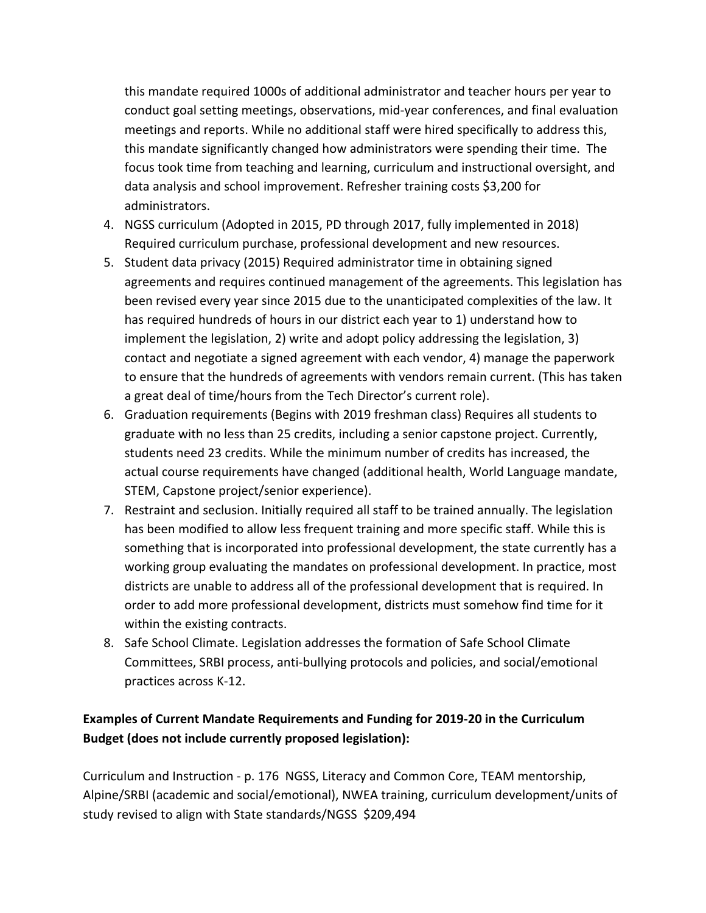this mandate required 1000s of additional administrator and teacher hours per year to conduct goal setting meetings, observations, mid-year conferences, and final evaluation meetings and reports. While no additional staff were hired specifically to address this, this mandate significantly changed how administrators were spending their time. The focus took time from teaching and learning, curriculum and instructional oversight, and data analysis and school improvement. Refresher training costs $3,200 for administrators.

4. NGSS curriculum (Adopted in 2015, PD through 2017, fully implemented in 2018) Required curriculum purchase, professional development and new resources.
5. Student data privacy (2015) Required administrator time in obtaining signed agreements and requires continued management of the agreements. This legislation has been revised every year since 2015 due to the unanticipated complexities of the law. It has required hundreds of hours in our district each year to 1) understand how to implement the legislation, 2) write and adopt policy addressing the legislation, 3) contact and negotiate a signed agreement with each vendor, 4) manage the paperwork to ensure that the hundreds of agreements with vendors remain current. (This has taken a great deal of time/hours from the Tech Director's current role).
6. Graduation requirements (Begins with 2019 freshman class) Requires all students to graduate with no less than 25 credits, including a senior capstone project. Currently, students need 23 credits. While the minimum number of credits has increased, the actual course requirements have changed (additional health, World Language mandate, STEM, Capstone project/senior experience).
7. Restraint and seclusion. Initially required all staff to be trained annually. The legislation has been modified to allow less frequent training and more specific staff. While this is something that is incorporated into professional development, the state currently has a working group evaluating the mandates on professional development. In practice, most districts are unable to address all of the professional development that is required. In order to add more professional development, districts must somehow find time for it within the existing contracts.
8. Safe School Climate. Legislation addresses the formation of Safe School Climate Committees, SRBI process, anti-bullying protocols and policies, and social/emotional practices across K-12.

**Examples of Current Mandate Requirements and Funding for 2019-20 in the Curriculum Budget (does not include currently proposed legislation):**

Curriculum and Instruction - p. 176 NGSS, Literacy and Common Core, TEAM mentorship, Alpine/SRBI (academic and social/emotional), NWEA training, curriculum development/units of study revised to align with State standards/NGSS $209,494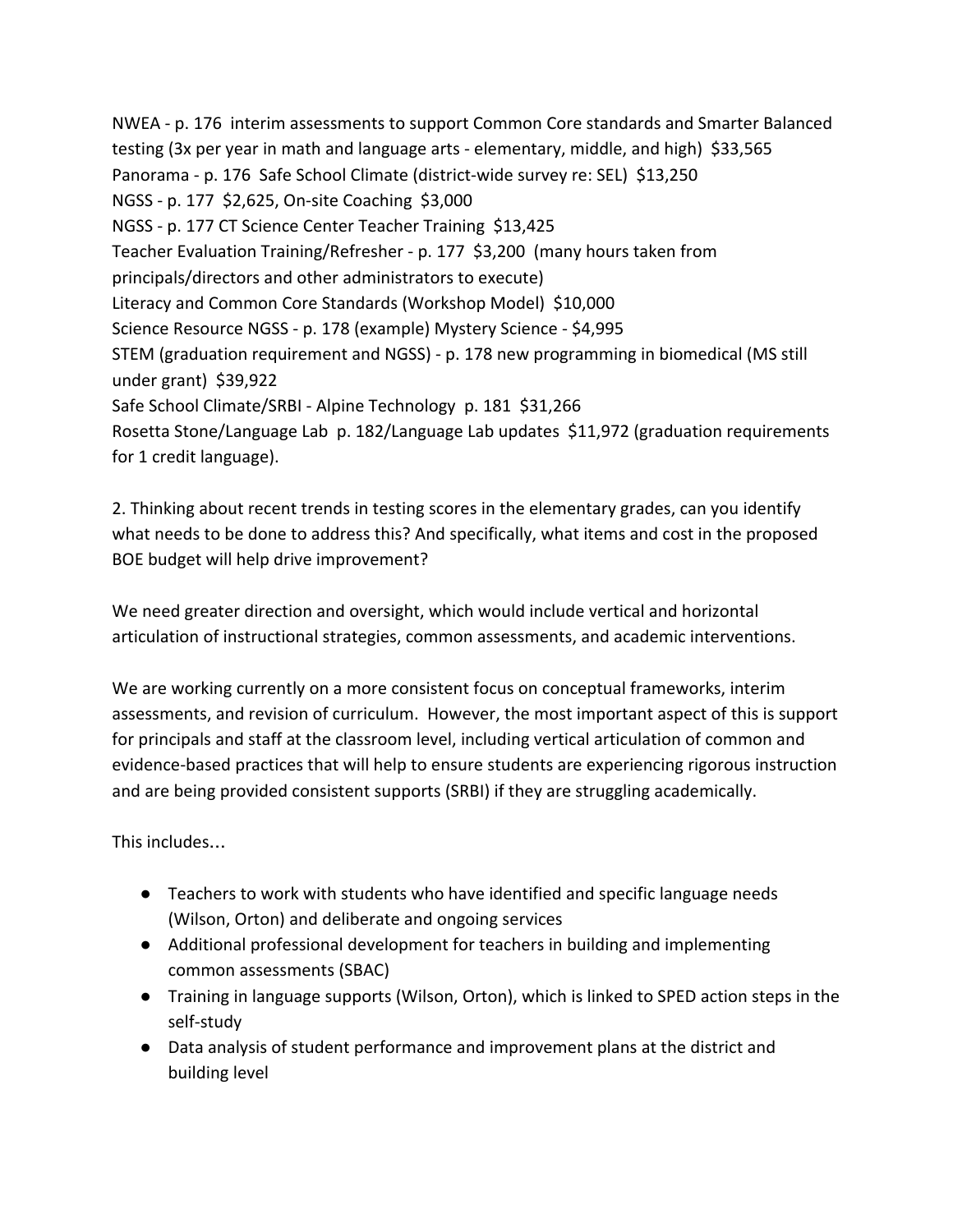NWEA - p. 176 interim assessments to support Common Core standards and Smarter Balanced testing (3x per year in math and language arts - elementary, middle, and high) $33,565
Panorama - p. 176 Safe School Climate (district-wide survey re: SEL) $13,250
NGSS - p. 177 $2,625, On-site Coaching $3,000
NGSS - p. 177 CT Science Center Teacher Training $13,425
Teacher Evaluation Training/Refresher - p. 177 $3,200 (many hours taken from principals/directors and other administrators to execute)
Literacy and Common Core Standards (Workshop Model) $10,000
Science Resource NGSS - p. 178 (example) Mystery Science - $4,995
STEM (graduation requirement and NGSS) - p. 178 new programming in biomedical (MS still under grant) $39,922
Safe School Climate/SRBI - Alpine Technology p. 181 $31,266
Rosetta Stone/Language Lab p. 182/Language Lab updates $11,972 (graduation requirements for 1 credit language).

2. Thinking about recent trends in testing scores in the elementary grades, can you identify what needs to be done to address this? And specifically, what items and cost in the proposed BOE budget will help drive improvement?

We need greater direction and oversight, which would include vertical and horizontal articulation of instructional strategies, common assessments, and academic interventions.

We are working currently on a more consistent focus on conceptual frameworks, interim assessments, and revision of curriculum. However, the most important aspect of this is support for principals and staff at the classroom level, including vertical articulation of common and evidence-based practices that will help to ensure students are experiencing rigorous instruction and are being provided consistent supports (SRBI) if they are struggling academically.

This includes…

- Teachers to work with students who have identified and specific language needs (Wilson, Orton) and deliberate and ongoing services
- Additional professional development for teachers in building and implementing common assessments (SBAC)
- Training in language supports (Wilson, Orton), which is linked to SPED action steps in the self-study
- Data analysis of student performance and improvement plans at the district and building level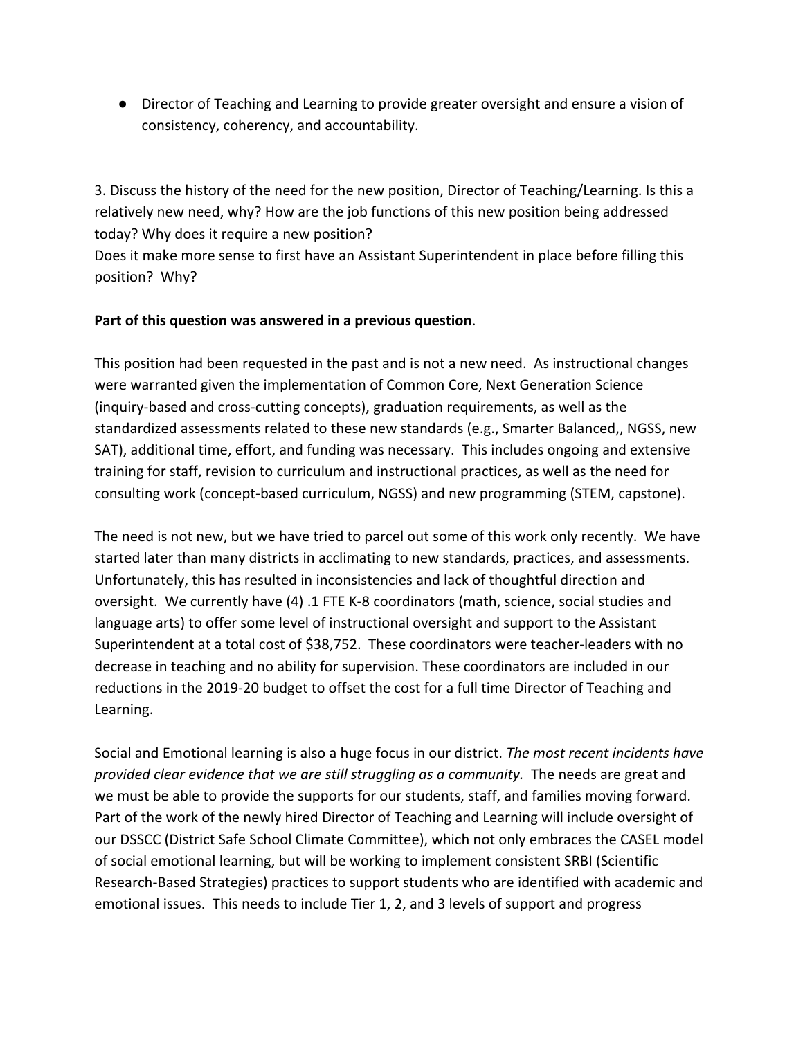- Director of Teaching and Learning to provide greater oversight and ensure a vision of consistency, coherency, and accountability.

3. Discuss the history of the need for the new position, Director of Teaching/Learning. Is this a relatively new need, why? How are the job functions of this new position being addressed today? Why does it require a new position?
Does it make more sense to first have an Assistant Superintendent in place before filling this position? Why?

**Part of this question was answered in a previous question**.

This position had been requested in the past and is not a new need. As instructional changes were warranted given the implementation of Common Core, Next Generation Science (inquiry-based and cross-cutting concepts), graduation requirements, as well as the standardized assessments related to these new standards (e.g., Smarter Balanced,, NGSS, new SAT), additional time, effort, and funding was necessary. This includes ongoing and extensive training for staff, revision to curriculum and instructional practices, as well as the need for consulting work (concept-based curriculum, NGSS) and new programming (STEM, capstone).

The need is not new, but we have tried to parcel out some of this work only recently. We have started later than many districts in acclimating to new standards, practices, and assessments. Unfortunately, this has resulted in inconsistencies and lack of thoughtful direction and oversight. We currently have (4) .1 FTE K-8 coordinators (math, science, social studies and language arts) to offer some level of instructional oversight and support to the Assistant Superintendent at a total cost of $38,752. These coordinators were teacher-leaders with no decrease in teaching and no ability for supervision. These coordinators are included in our reductions in the 2019-20 budget to offset the cost for a full time Director of Teaching and Learning.

Social and Emotional learning is also a huge focus in our district. *The most recent incidents have provided clear evidence that we are still struggling as a community*. The needs are great and we must be able to provide the supports for our students, staff, and families moving forward. Part of the work of the newly hired Director of Teaching and Learning will include oversight of our DSSCC (District Safe School Climate Committee), which not only embraces the CASEL model of social emotional learning, but will be working to implement consistent SRBI (Scientific Research-Based Strategies) practices to support students who are identified with academic and emotional issues. This needs to include Tier 1, 2, and 3 levels of support and progress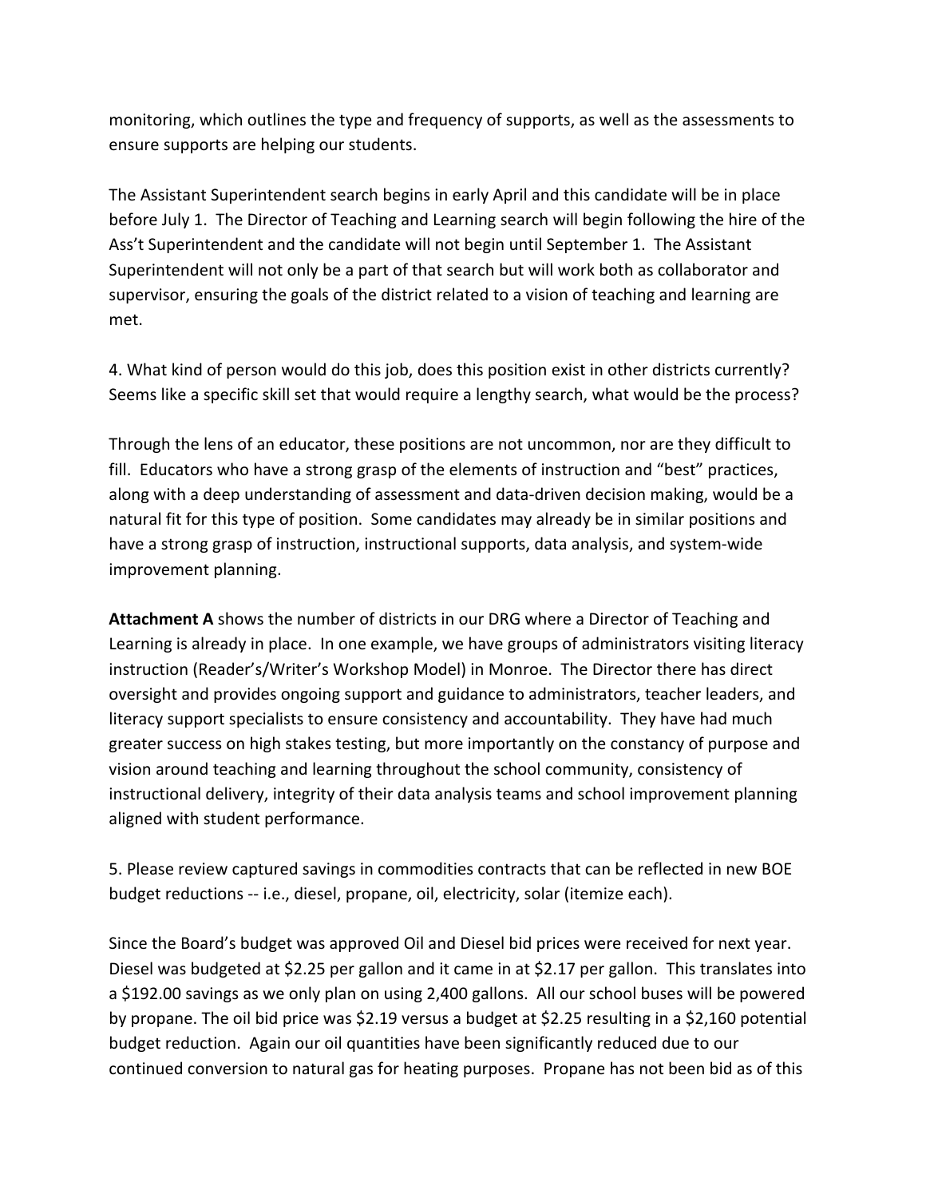monitoring, which outlines the type and frequency of supports, as well as the assessments to ensure supports are helping our students.

The Assistant Superintendent search begins in early April and this candidate will be in place before July 1. The Director of Teaching and Learning search will begin following the hire of the Ass't Superintendent and the candidate will not begin until September 1. The Assistant Superintendent will not only be a part of that search but will work both as collaborator and supervisor, ensuring the goals of the district related to a vision of teaching and learning are met.

4. What kind of person would do this job, does this position exist in other districts currently? Seems like a specific skill set that would require a lengthy search, what would be the process?

Through the lens of an educator, these positions are not uncommon, nor are they difficult to fill. Educators who have a strong grasp of the elements of instruction and "best" practices, along with a deep understanding of assessment and data-driven decision making, would be a natural fit for this type of position. Some candidates may already be in similar positions and have a strong grasp of instruction, instructional supports, data analysis, and system-wide improvement planning.

**Attachment A** shows the number of districts in our DRG where a Director of Teaching and Learning is already in place. In one example, we have groups of administrators visiting literacy instruction (Reader's/Writer's Workshop Model) in Monroe. The Director there has direct oversight and provides ongoing support and guidance to administrators, teacher leaders, and literacy support specialists to ensure consistency and accountability. They have had much greater success on high stakes testing, but more importantly on the constancy of purpose and vision around teaching and learning throughout the school community, consistency of instructional delivery, integrity of their data analysis teams and school improvement planning aligned with student performance.

5. Please review captured savings in commodities contracts that can be reflected in new BOE budget reductions -- i.e., diesel, propane, oil, electricity, solar (itemize each).

Since the Board's budget was approved Oil and Diesel bid prices were received for next year. Diesel was budgeted at $2.25 per gallon and it came in at $2.17 per gallon. This translates into a $192.00 savings as we only plan on using 2,400 gallons. All our school buses will be powered by propane. The oil bid price was $2.19 versus a budget at $2.25 resulting in a $2,160 potential budget reduction. Again our oil quantities have been significantly reduced due to our continued conversion to natural gas for heating purposes. Propane has not been bid as of this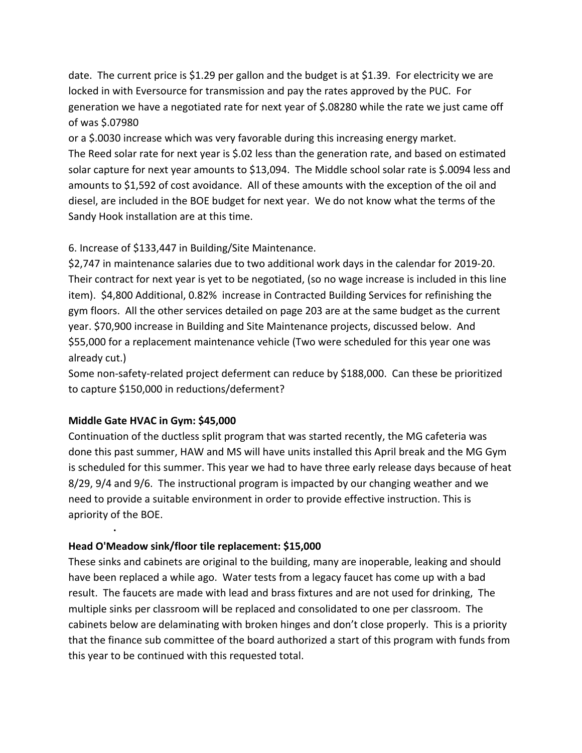date. The current price is $1.29 per gallon and the budget is at $1.39. For electricity we are locked in with Eversource for transmission and pay the rates approved by the PUC. For generation we have a negotiated rate for next year of $.08280 while the rate we just came off of was $.07980
or a $.0030 increase which was very favorable during this increasing energy market.
The Reed solar rate for next year is $.02 less than the generation rate, and based on estimated solar capture for next year amounts to $13,094. The Middle school solar rate is $.0094 less and amounts to $1,592 of cost avoidance. All of these amounts with the exception of the oil and diesel, are included in the BOE budget for next year. We do not know what the terms of the Sandy Hook installation are at this time.

6. Increase of $133,447 in Building/Site Maintenance.
$2,747 in maintenance salaries due to two additional work days in the calendar for 2019-20. Their contract for next year is yet to be negotiated, (so no wage increase is included in this line item). $4,800 Additional, 0.82% increase in Contracted Building Services for refinishing the gym floors. All the other services detailed on page 203 are at the same budget as the current year. $70,900 increase in Building and Site Maintenance projects, discussed below. And $55,000 for a replacement maintenance vehicle (Two were scheduled for this year one was already cut.)
Some non-safety-related project deferment can reduce by $188,000. Can these be prioritized to capture $150,000 in reductions/deferment?

**Middle Gate HVAC in Gym: $45,000**
Continuation of the ductless split program that was started recently, the MG cafeteria was done this past summer, HAW and MS will have units installed this April break and the MG Gym is scheduled for this summer. This year we had to have three early release days because of heat 8/29, 9/4 and 9/6. The instructional program is impacted by our changing weather and we need to provide a suitable environment in order to provide effective instruction. This is apriority of the BOE.

**Head O'Meadow sink/floor tile replacement: $15,000**
These sinks and cabinets are original to the building, many are inoperable, leaking and should have been replaced a while ago. Water tests from a legacy faucet has come up with a bad result. The faucets are made with lead and brass fixtures and are not used for drinking, The multiple sinks per classroom will be replaced and consolidated to one per classroom. The cabinets below are delaminating with broken hinges and don't close properly. This is a priority that the finance sub committee of the board authorized a start of this program with funds from this year to be continued with this requested total.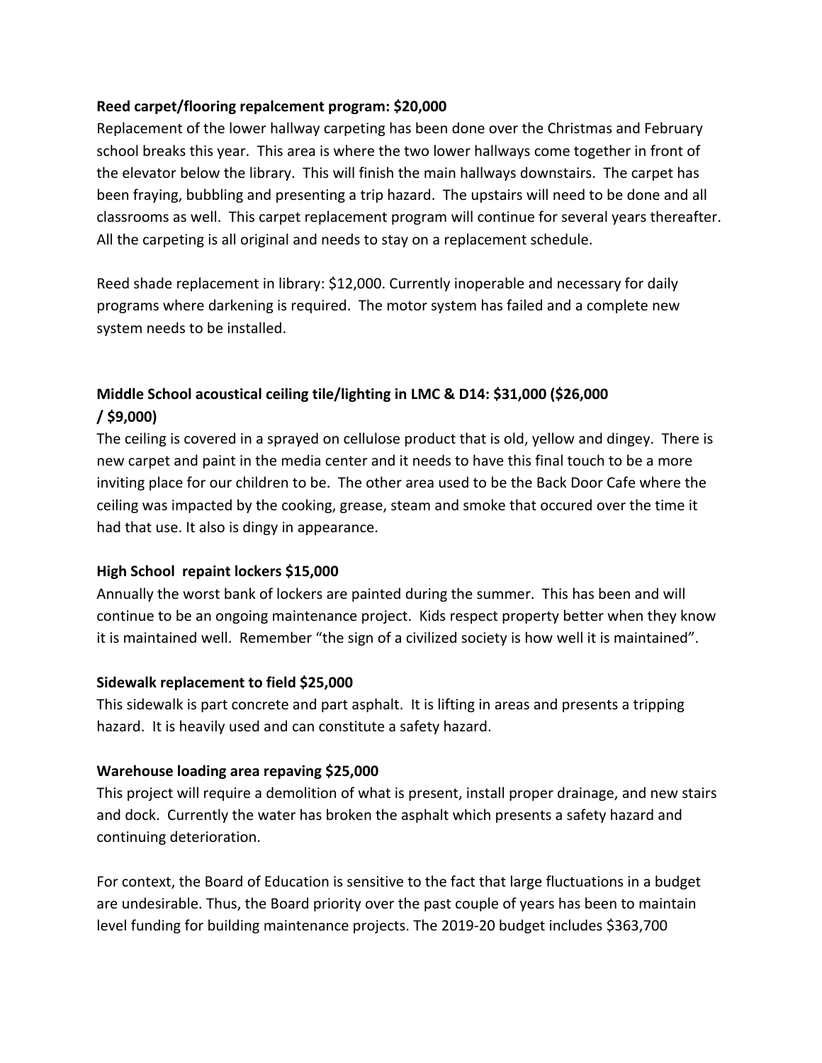**Reed carpet/flooring repalcement program: $20,000**

Replacement of the lower hallway carpeting has been done over the Christmas and February school breaks this year. This area is where the two lower hallways come together in front of the elevator below the library. This will finish the main hallways downstairs. The carpet has been fraying, bubbling and presenting a trip hazard. The upstairs will need to be done and all classrooms as well. This carpet replacement program will continue for several years thereafter. All the carpeting is all original and needs to stay on a replacement schedule.

Reed shade replacement in library: $12,000. Currently inoperable and necessary for daily programs where darkening is required. The motor system has failed and a complete new system needs to be installed.

**Middle School acoustical ceiling tile/lighting in LMC & D14: $31,000 ($26,000 / $9,000)**

The ceiling is covered in a sprayed on cellulose product that is old, yellow and dingey. There is new carpet and paint in the media center and it needs to have this final touch to be a more inviting place for our children to be. The other area used to be the Back Door Cafe where the ceiling was impacted by the cooking, grease, steam and smoke that occured over the time it had that use. It also is dingy in appearance.

**High School repaint lockers $15,000**

Annually the worst bank of lockers are painted during the summer. This has been and will continue to be an ongoing maintenance project. Kids respect property better when they know it is maintained well. Remember "the sign of a civilized society is how well it is maintained".

**Sidewalk replacement to field $25,000**

This sidewalk is part concrete and part asphalt. It is lifting in areas and presents a tripping hazard. It is heavily used and can constitute a safety hazard.

**Warehouse loading area repaving $25,000**

This project will require a demolition of what is present, install proper drainage, and new stairs and dock. Currently the water has broken the asphalt which presents a safety hazard and continuing deterioration.

For context, the Board of Education is sensitive to the fact that large fluctuations in a budget are undesirable. Thus, the Board priority over the past couple of years has been to maintain level funding for building maintenance projects. The 2019-20 budget includes $363,700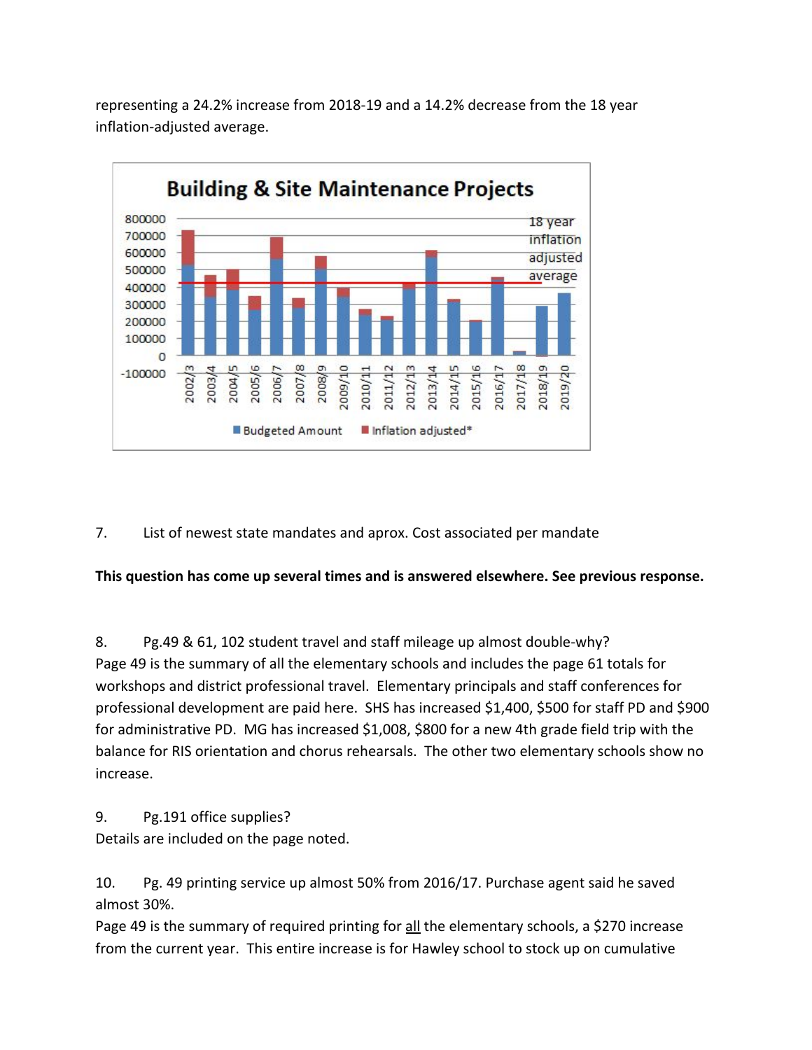representing a 24.2% increase from 2018-19 and a 14.2% decrease from the 18 year inflation-adjusted average.

7. List of newest state mandates and aprox. Cost associated per mandate

**This question has come up several times and is answered elsewhere. See previous response.**

8. Pg.49 & 61, 102 student travel and staff mileage up almost double-why?
Page 49 is the summary of all the elementary schools and includes the page 61 totals for workshops and district professional travel. Elementary principals and staff conferences for professional development are paid here. SHS has increased $1,400, $500 for staff PD and $900 for administrative PD. MG has increased $1,008, $800 for a new 4th grade field trip with the balance for RIS orientation and chorus rehearsals. The other two elementary schools show no increase.

9. Pg.191 office supplies?
Details are included on the page noted.

10. Pg. 49 printing service up almost 50% from 2016/17. Purchase agent said he saved almost 30%.
Page 49 is the summary of required printing for <u>all</u> the elementary schools, a $270 increase from the current year. This entire increase is for Hawley school to stock up on cumulative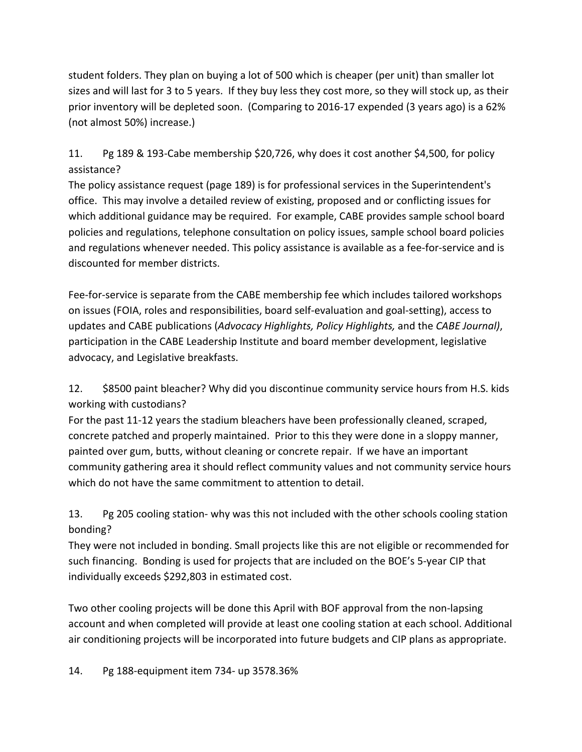student folders. They plan on buying a lot of 500 which is cheaper (per unit) than smaller lot sizes and will last for 3 to 5 years. If they buy less they cost more, so they will stock up, as their prior inventory will be depleted soon. (Comparing to 2016-17 expended (3 years ago) is a 62% (not almost 50%) increase.)

11. Pg 189 & 193-Cabe membership $20,726, why does it cost another $4,500, for policy assistance?

The policy assistance request (page 189) is for professional services in the Superintendent's office. This may involve a detailed review of existing, proposed and or conflicting issues for which additional guidance may be required. For example, CABE provides sample school board policies and regulations, telephone consultation on policy issues, sample school board policies and regulations whenever needed. This policy assistance is available as a fee-for-service and is discounted for member districts.

Fee-for-service is separate from the CABE membership fee which includes tailored workshops on issues (FOIA, roles and responsibilities, board self-evaluation and goal-setting), access to updates and CABE publications (*Advocacy Highlights, Policy Highlights,* and the *CABE Journal)*, participation in the CABE Leadership Institute and board member development, legislative advocacy, and Legislative breakfasts.

12. $8500 paint bleacher? Why did you discontinue community service hours from H.S. kids working with custodians?

For the past 11-12 years the stadium bleachers have been professionally cleaned, scraped, concrete patched and properly maintained. Prior to this they were done in a sloppy manner, painted over gum, butts, without cleaning or concrete repair. If we have an important community gathering area it should reflect community values and not community service hours which do not have the same commitment to attention to detail.

13. Pg 205 cooling station- why was this not included with the other schools cooling station bonding?

They were not included in bonding. Small projects like this are not eligible or recommended for such financing. Bonding is used for projects that are included on the BOE's 5-year CIP that individually exceeds $292,803 in estimated cost.

Two other cooling projects will be done this April with BOF approval from the non-lapsing account and when completed will provide at least one cooling station at each school. Additional air conditioning projects will be incorporated into future budgets and CIP plans as appropriate.

14. Pg 188-equipment item 734- up 3578.36%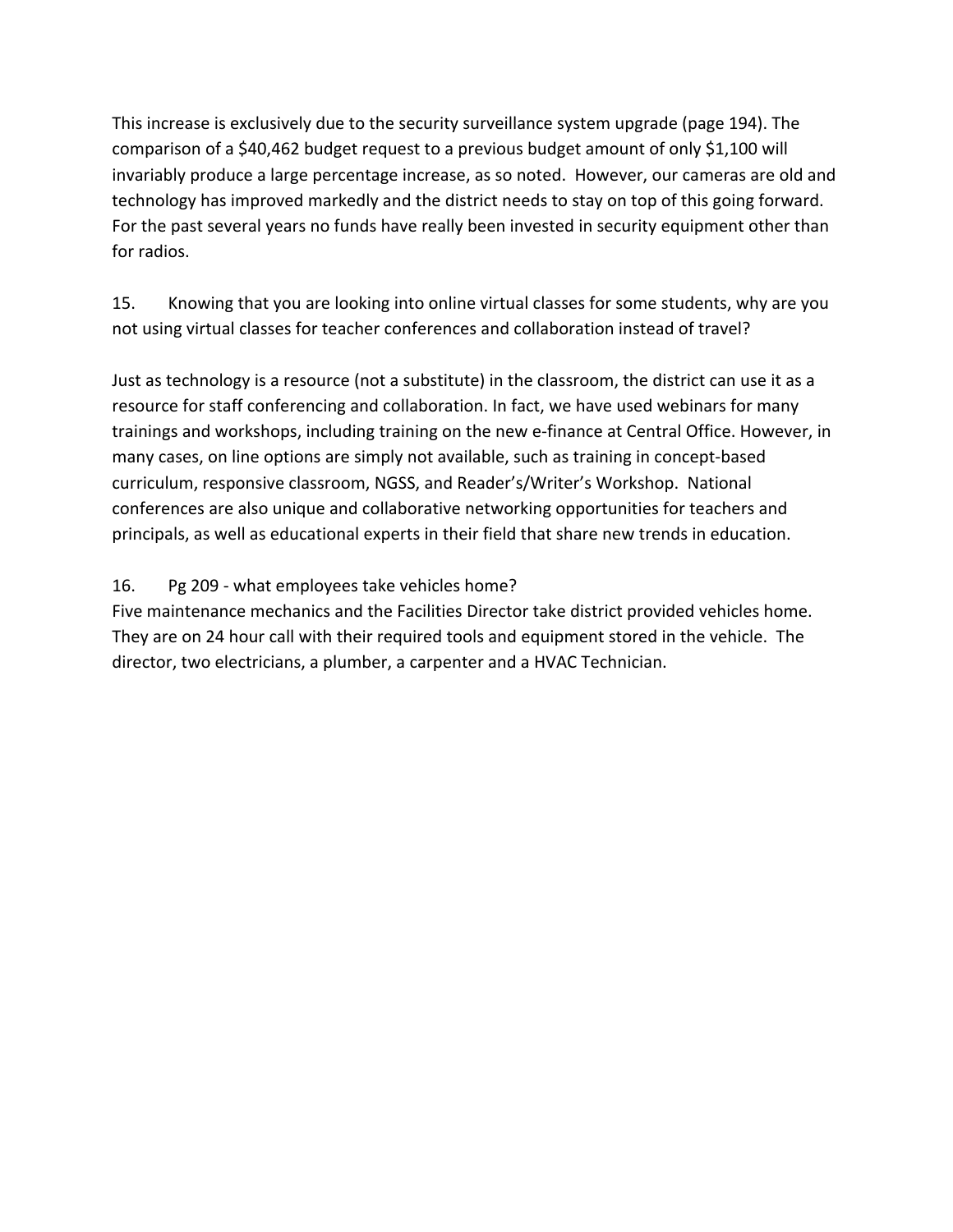This increase is exclusively due to the security surveillance system upgrade (page 194). The comparison of a $40,462 budget request to a previous budget amount of only $1,100 will invariably produce a large percentage increase, as so noted. However, our cameras are old and technology has improved markedly and the district needs to stay on top of this going forward. For the past several years no funds have really been invested in security equipment other than for radios.

15. Knowing that you are looking into online virtual classes for some students, why are you not using virtual classes for teacher conferences and collaboration instead of travel?

Just as technology is a resource (not a substitute) in the classroom, the district can use it as a resource for staff conferencing and collaboration. In fact, we have used webinars for many trainings and workshops, including training on the new e-finance at Central Office. However, in many cases, on line options are simply not available, such as training in concept-based curriculum, responsive classroom, NGSS, and Reader's/Writer's Workshop. National conferences are also unique and collaborative networking opportunities for teachers and principals, as well as educational experts in their field that share new trends in education.

16. Pg 209 - what employees take vehicles home?

Five maintenance mechanics and the Facilities Director take district provided vehicles home. They are on 24 hour call with their required tools and equipment stored in the vehicle. The director, two electricians, a plumber, a carpenter and a HVAC Technician.